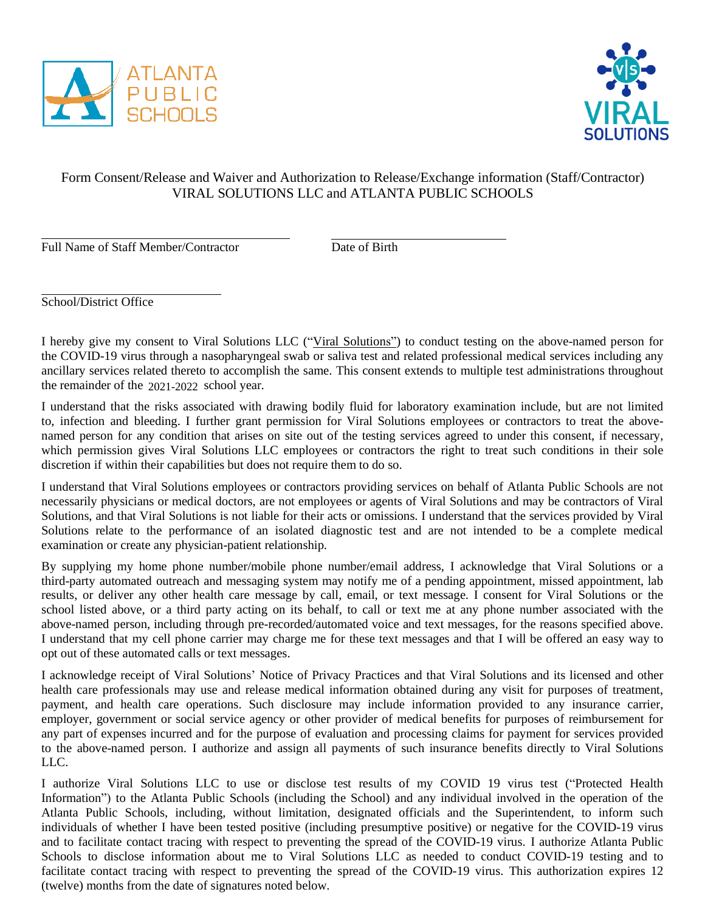ATLANTA PUBLIC SCHOOLS

VIRAL SOLUTIONS

Form Consent/Release and Waiver and Authorization to Release/Exchange information (Staff/Contractor)
VIRAL SOLUTIONS LLC and ATLANTA PUBLIC SCHOOLS

______________________________ ______________________________
Full Name of Staff Member/Contractor Date of Birth

______________________________
School/District Office

I hereby give my consent to Viral Solutions LLC ("Viral Solutions") to conduct testing on the above-named person for the COVID-19 virus through a nasopharyngeal swab or saliva test and related professional medical services including any ancillary services related thereto to accomplish the same. This consent extends to multiple test administrations throughout the remainder of the 2021-2022 school year.

I understand that the risks associated with drawing bodily fluid for laboratory examination include, but are not limited to, infection and bleeding. I further grant permission for Viral Solutions employees or contractors to treat the above-named person for any condition that arises on site out of the testing services agreed to under this consent, if necessary, which permission gives Viral Solutions LLC employees or contractors the right to treat such conditions in their sole discretion if within their capabilities but does not require them to do so.

I understand that Viral Solutions employees or contractors providing services on behalf of Atlanta Public Schools are not necessarily physicians or medical doctors, are not employees or agents of Viral Solutions and may be contractors of Viral Solutions, and that Viral Solutions is not liable for their acts or omissions. I understand that the services provided by Viral Solutions relate to the performance of an isolated diagnostic test and are not intended to be a complete medical examination or create any physician-patient relationship.

By supplying my home phone number/mobile phone number/email address, I acknowledge that Viral Solutions or a third-party automated outreach and messaging system may notify me of a pending appointment, missed appointment, lab results, or deliver any other health care message by call, email, or text message. I consent for Viral Solutions or the school listed above, or a third party acting on its behalf, to call or text me at any phone number associated with the above-named person, including through pre-recorded/automated voice and text messages, for the reasons specified above. I understand that my cell phone carrier may charge me for these text messages and that I will be offered an easy way to opt out of these automated calls or text messages.

I acknowledge receipt of Viral Solutions' Notice of Privacy Practices and that Viral Solutions and its licensed and other health care professionals may use and release medical information obtained during any visit for purposes of treatment, payment, and health care operations. Such disclosure may include information provided to any insurance carrier, employer, government or social service agency or other provider of medical benefits for purposes of reimbursement for any part of expenses incurred and for the purpose of evaluation and processing claims for payment for services provided to the above-named person. I authorize and assign all payments of such insurance benefits directly to Viral Solutions LLC.

I authorize Viral Solutions LLC to use or disclose test results of my COVID 19 virus test ("Protected Health Information") to the Atlanta Public Schools (including the School) and any individual involved in the operation of the Atlanta Public Schools, including, without limitation, designated officials and the Superintendent, to inform such individuals of whether I have been tested positive (including presumptive positive) or negative for the COVID-19 virus and to facilitate contact tracing with respect to preventing the spread of the COVID-19 virus. I authorize Atlanta Public Schools to disclose information about me to Viral Solutions LLC as needed to conduct COVID-19 testing and to facilitate contact tracing with respect to preventing the spread of the COVID-19 virus. This authorization expires 12 (twelve) months from the date of signatures noted below.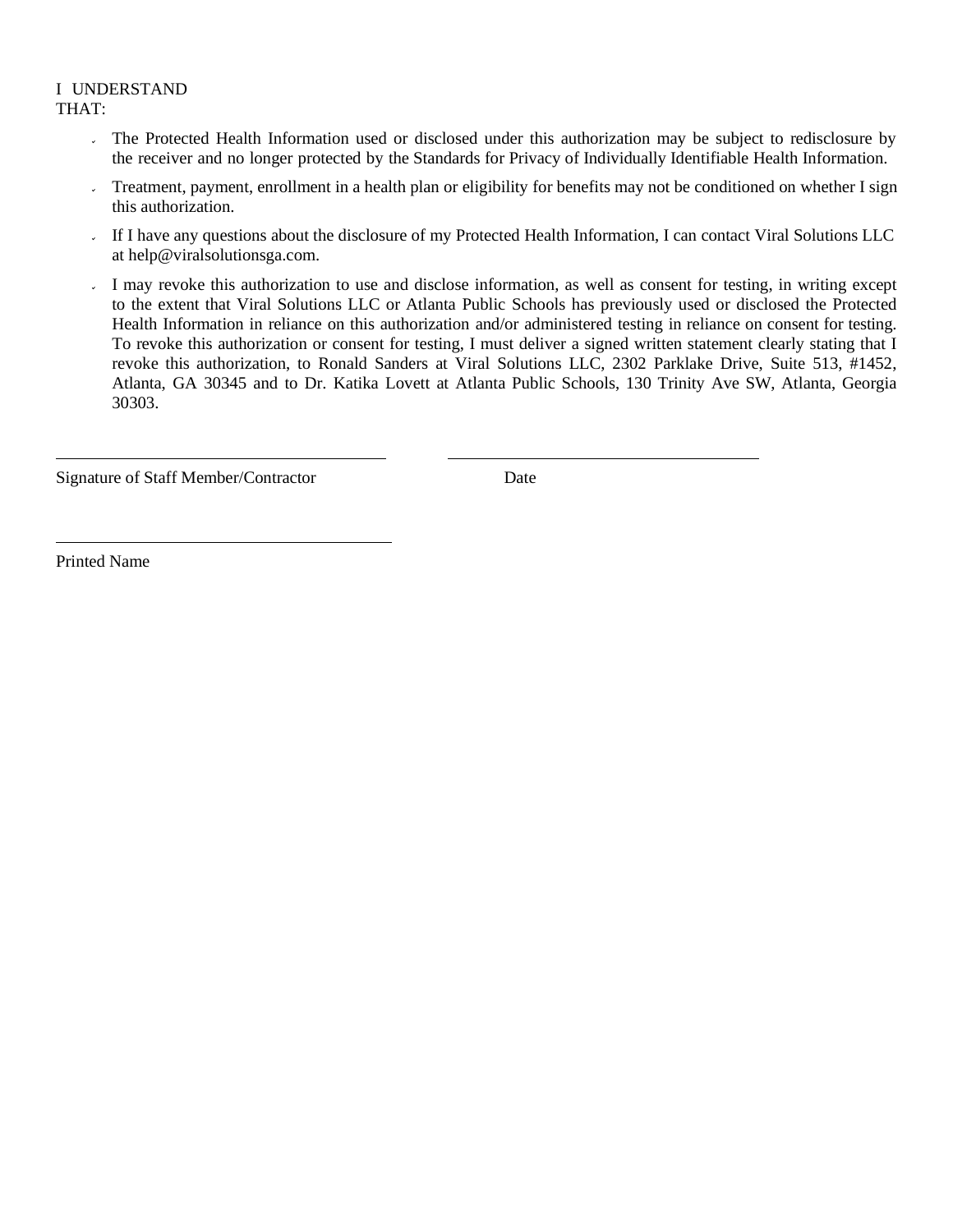I UNDERSTAND THAT:

- The Protected Health Information used or disclosed under this authorization may be subject to redisclosure by the receiver and no longer protected by the Standards for Privacy of Individually Identifiable Health Information.
- Treatment, payment, enrollment in a health plan or eligibility for benefits may not be conditioned on whether I sign this authorization.
- If I have any questions about the disclosure of my Protected Health Information, I can contact Viral Solutions LLC at help@viralsolutionsga.com.
- I may revoke this authorization to use and disclose information, as well as consent for testing, in writing except to the extent that Viral Solutions LLC or Atlanta Public Schools has previously used or disclosed the Protected Health Information in reliance on this authorization and/or administered testing in reliance on consent for testing. To revoke this authorization or consent for testing, I must deliver a signed written statement clearly stating that I revoke this authorization, to Ronald Sanders at Viral Solutions LLC, 2302 Parklake Drive, Suite 513, #1452, Atlanta, GA 30345 and to Dr. Katika Lovett at Atlanta Public Schools, 130 Trinity Ave SW, Atlanta, Georgia 30303.

______________________________________ ______________________________________

Signature of Staff Member/Contractor Date

______________________________________

Printed Name